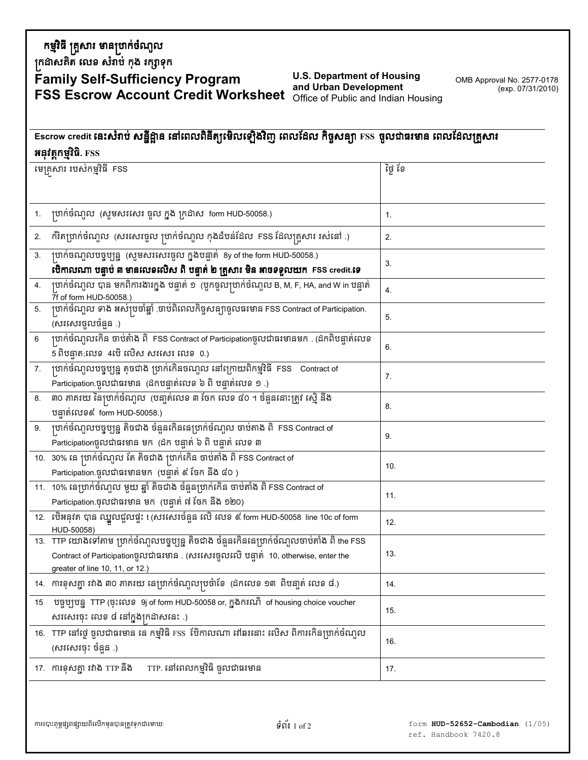**កម្មវិធី គ្រួសារ មានប្រាក់ចំណូល**

**ក្រដាសគិត លេខ សំរាប់ កុង រក្សាទុក**

# Family Self-Sufficiency Program
# FSS Escrow Account Credit Worksheet

**U.S. Department of Housing and Urban Development**
Office of Public and Indian Housing

OMB Approval No. 2577-0178 (exp. 07/31/2010)

**Escrow credit នេះសំរាប់ សន្លឹកដ្ឋាន នៅពេលពិនិត្យមើលឡើងវិញ ពេលដែល កិច្ចសន្យា FSS ចូលជាធរមាន ពេលដែលគ្រួសារ អនុវត្តកម្មវិធិ. FSS**

| មេគ្រួសារ របស់កម្មវិធី FSS | ថ្ងៃ ខែ |
|---|---|
| 1. ប្រាក់ចំណូល (សូមសរសេរ ចូល ក្នុង ក្រដាស form HUD-50058.) | 1. |
| 2. កំរិតប្រាក់ចំណូល (សរសេរចូល ប្រាក់ចំណូល កុងដំបន់ដែល FSS ដែលគ្រួសារ រស់នៅ .) | 2. |
| 3. ប្រាក់ចណូលបច្ចុប្បន្ន (សូមសរសេរចូល ក្នុងបន្ទាត់ 8y of the form HUD-50058.) **បើកាលណា បន្ទាប់ ៣ មានលេខលើស ពី បន្ទាត់ ២ គ្រួសារ មិន អាចទទួលយក FSS credit.ទេ** | 3. |
| 4. ប្រាក់ចំណូល បាន មកពិការងារក្នុង បន្ទាត់ ១ (បូកចូលប្រាក់ចំណូល B, M, F, HA, and W in បន្ទាត់ 7f of form HUD-50058.) | 4. |
| 5. ប្រាក់ចំណូល ទាំង អស់ប្រចាំឆ្នាំ .ចាប់ពីពេលកិច្ចសន្យាចូលធរមាន FSS Contract of Participation. (សរសេរចូលចំនួន .) | 5. |
| 6 ប្រាក់ចំណូលកើន ចាប់តាំង ពិ FSS Contract of Participationចូលជាធរមានមក . (ដកពិបន្ទាត់លេខ 5 ពិបន្ទាត;លេខ 4បើ លើស សរសេរ លេខ 0.) | 6. |
| 7. ប្រាក់ចំណូលបច្ចុប្បន្ន តូចជាង ប្រាក់កើនចណូល នៅក្រោយពីកម្មវិធី FSS Contract of Participation.ចូលជាធរមាន (ដកបន្ទាត់លេខ ៦ ពិ បន្ទាត់លេខ ១ .) | 7. |
| 8. ៣០ ភាគរយ នៃប្រាក់ចំណូល (បន្ទាត់លេខ ៣ ចែក លេខ ៤០ ។ ចំនួននោះត្រូវ ស្មើ នឹង បន្ទាត់លេខ៩ form HUD-50058.) | 8. |
| 9. ប្រាក់ចំណូលបច្ចុប្បន្ន តិចជាង ចំនួនកើននៃប្រាក់ចំណូល ចាប់តាំង ពិ FSS Contract of Participationចូលជាធរមាន មក (ដក បន្ទាត់ ៦ ពិ បន្ទាត់ លេខ ៣ | 9. |
| 10. 30% នៃ ប្រាក់ចំណូល តែ តិចជាង ប្រាក់កើន ចាប់តាំង ពិ FSS Contract of Participation.ចូលជាធរមានមក (បន្ទាត់ ៩ ចែក នឹង ៤០ ) | 10. |
| 11. 10% នៃប្រាក់ចំណូល មួយ ឆ្នាំ តិចជាង ចំនួនប្រាក់កើន ចាប់តាំង ពិ FSS Contract of Participation.ចូលជាធរមាន មក (បន្ទាត់ ៧ ចែក នឹង ១២០) | 11. |
| 12. បើអនុវត បាន ឈ្នួលជួលផ្ទះ t (សរសេរចំនួន លើ លេខ ៩ form HUD-50058 line 10c of form HUD-50058) | 12. |
| 13. TTP យោងទៅតាម ប្រាក់ចំណូលបច្ចុប្បន្ន តិចជាង ចំនួនកើននៃប្រាក់ចំណូលចាប់តាំង ពិ the FSS Contract of Participationចូលជាធរមាន . (សរសេរចូលលើ បន្ទាត់ 10, otherwise, enter the greater of line 10, 11, or 12.) | 13. |
| 14. ការខុសគ្នា រវាង ៣០ ភាគរយ នៃប្រាក់ចំណូលប្រចាំខែ (ដកលេខ ១៣ ពិបន្ទាត់ លេខ ៨.) | 14. |
| 15 បច្ចុប្បន្ន TTP (ចុះលេខ 9j of form HUD-50058 or, ក្នុងករណី of housing choice voucher សរសេរចុះ លេខ ៨ នៅក្នុងក្រដាសនេះ .) | 15. |
| 16. TTP នៅថ្ងៃ ចូលជាធរមាន នៃ កម្មវិធិ FSS បើកាលណា វៅឆរនោះ លើស ពិការកើនប្រាក់ចំណូល (សរសេរចុះ ចំនួន .) | 16. |
| 17. ការខុសគ្នា រវាង TTP នឹង TTP. នៅពេលកម្មវិធិ ចូលជាធរមាន | 17. |

ការបោះពុម្ពផ្សាយពីលើកមុនបានត្រូវទុកជាមោឃៈ

form **HUD-52652-Cambodian** (1/05)
ref. Handbook 7420.8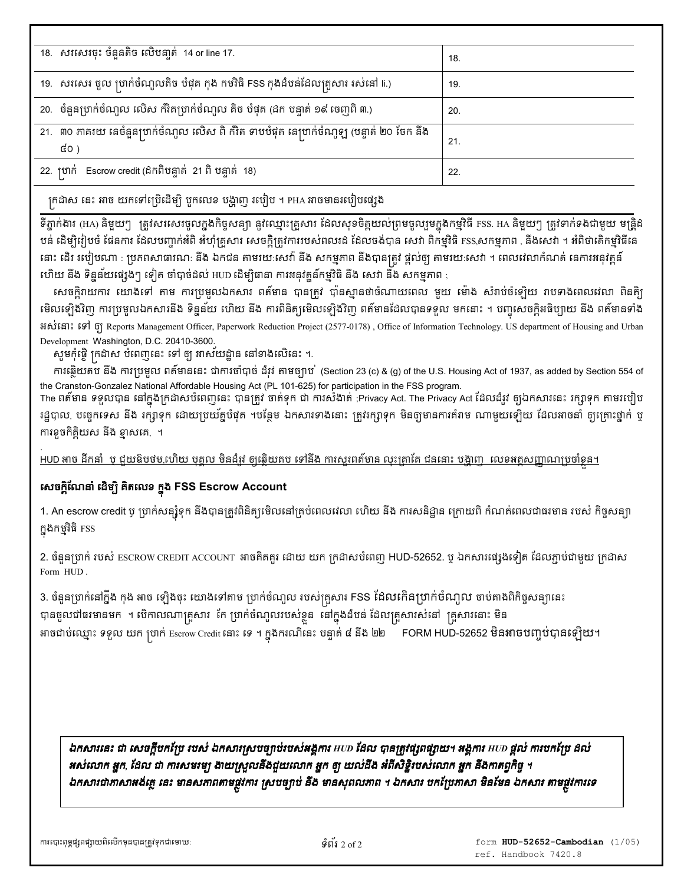| | |
|---|---|
| 18. សរសេរចុះ ចំនួនតិច លេខបន្ទាត់ 14 or line 17. | 18. |
| 19. សរសេរ ចូល ប្រាក់ចំណូលតិច បំផុត ក្នុង កម្មវិធី FSS ក្នុងដំបន់ដែលគ្រួសារ រស់នៅ li.) | 19. |
| 20. ចំនួនប្រាក់ចំណូល លើស កំរិតប្រាក់ចំណូល តិច បំផុត (ដក បន្ទាត់ ១៩ចេញពី ៣.) | 20. |
| 21. ៣០ ភាគរយ នៃចំនួនប្រាក់ចំណូល លើស ពិ កំរិត ទាបបំផុត នៃប្រាក់ចំណូឡ (បន្ទាត់ ២០ ចែក នឹង ៤០ ) | 21. |
| 22. ប្រាក់ Escrow credit (ដកពីបន្ទាត់ 21 ពិ បន្ទាត់ 18) | 22. |

ក្រដាស នេះ អាច យកទៅប្រើដើម្បិ ចុកលេខ បង្ហាញ របៀប ។ PHA អាចមានរបៀបផ្សេង

ទីភ្នាក់ងារ (HA) និមួយៗ ត្រូវសរសេរចូលក្នុងកិច្ចសន្យា នូវឈ្មោះគ្រួសារ ដែលសុខចិត្តយល់ព្រមចូលរួមក្នុងកម្មវិធី FSS. HA និមួយៗ ត្រូវទាក់ទងជាមួយ មន្ត្រីដ បន់ ដើម្បិរៀបចំ ផែនការ ដែលបញ្ជាក់អំពី អំហុំគ្រួសារ សេចក្តិត្រូវការរបស់ពលរដ ដែលចង់បាន សេវា ពិកម្មវិធិ FSS,សកម្មភាព , និងសេវា ។ អំពិថាតើកម្មវិធីនែ នោះ ដើរ របៀបណា : ប្រភពសាធារណ: នឹង ឯកជន តាមរយ:សេវា នឹង សកម្មភាព នឹងបានត្រូវ ផ្តល់ឲ្យ តាមរយ:សេវា ។ ពេលវេលាកំណត់ នេការអនុវត្តន៍ ហើយ នឹង ទិន្នន័យផ្សេងៗ ទៀត ចាំបាច់ដល់ HUD ដើម្បិធាធា ការអនុវត្តន៍កម្មវិធិ នឹង សេវា នឹង សកម្មភាព ;

សេចក្តិរាយការ យោងទៅ តាម ការប្រមូលឯកសារ ពត៌មាន បានត្រូវ ប៉ានស្មានថាចំណាយពេល មួយ ម៉ោង សំរាប់ចំឡើយ រាបទាំងពេលវេលា ពិនិត្យ មើលឡើងវិញ ការប្រមូលឯកសារនឹង ទិន្នន័យ ហើយ នឹង ការពិនិត្យមើលឡើងវិញ ពត៌មានដែលបានទទួល មកនោះ ។ បញ្ជូសេចក្តិអធិប្បាយ នឹង ពត៌មានទាំង អស់នោះ ទៅ ឲ្យ Reports Management Officer, Paperwork Reduction Project (2577-0178) , Office of Information Technology. US department of Housing and Urban Development Washington, D.C. 20410-3600.

សូមកុំផ្ញើ ក្រដាស បំពេញនេះ ទៅ ឲ្យ អាស័យដ្ឋាន នៅខាងលើនេះ ។.

ការឆ្លើយតប នឹង ការប្រមូល ពត៌មាននេះ ជាការចាំបាច់ ដំរូវ តាមច្បាប់ (Section 23 (c) & (g) of the U.S. Housing Act of 1937, as added by Section 554 of the Cranston-Gonzalez National Affordable Housing Act (PL 101-625) for participation in the FSS program.

The ពត៌មាន ទទួលបាន នៅក្នុងក្រដាសបំពេញនេះ បានត្រូវ ចាត់ទុក ជា ការសំងាត់ ;Privacy Act. The Privacy Act ដែលដំរូវ ឲ្យឯកសារនេះ រក្សាទុក តាមរបៀប រដ្ឋបាល, បច្ចេកទេស នឹង រក្សាទុក ដោយប្រយ័ត្នបំផុត ។បន្ថែម ឯកសារទាំងនោះ ត្រូវរក្សាទុក មិនឲ្យមានការគំរាម ណាមួយឡើយ ដែលអាចនាំ ឲ្យគ្រោះថ្នាក់ ឬ ការខូចកិត្តិយស នឹង ខ្មាសគេ, ។

.

HUD អាច ដឹកនាំ ឬ ជួយឧបថម,ហើយ បុគ្គល មិនដំរូវ ឲ្យឆ្លើយតប ទៅនឹង ការសួរពត៌មាន លុះត្រាតែ ជននោះ បង្ហាញ លេខអត្តសញ្ញាណប្រចាំខ្លួន។

**សេចក្តីណែនាំ ដើម្បិ គិតលេខ ក្នុង FSS Escrow Account**

1. An escrow credit ឬ ប្រាក់សន្សំទុក នឹងបានត្រូវពិនិត្យមើលនៅគ្រប់ពេលវេលា ហើយ នឹង ការសនិដ្ឋាន ក្រោយពិ កំណត់ពេលជាធរមាន របស់ កិច្ចសន្យា ក្នុងកម្មវិធិ FSS

2. ចំនួនប្រាក់ របស់ ESCROW CREDIT ACCOUNT អាចគិតគូរ ដោយ យក ក្រដាសបំពេញ HUD-52652. ឬ ឯកសារផ្សេងទៀត ដែលភ្ជាប់ជាមួយ ក្រដាស Form HUD .

3. ចំនួនប្រាក់នៅក្នុង កុង អាច ឡើងចុះ យោងទៅតាម ប្រាក់ចំណូល របស់គ្រួសារ FSS ដែលកើនប្រាក់ចំណូល ចាប់តាំងពិកិច្ចសន្យានេះ បានចូលជាធរមានមក ។ បើកាលណាគ្រួសារ កែ ប្រាក់ចំណូលរបស់ខ្លួន នៅក្នុងដំបន់ ដែលគ្រួសាររស់នៅ គ្រួសារនោះ មិន អាចជាប់ឈ្មោះ ទទួល យក ប្រាក់ Escrow Credit នោះ ទេ ។ ក្នុងករណិនេះ បន្ទាត់ ៨ នឹង ២២ FORM HUD-52652 មិនអាចបញ្ចប់បានឡើយ។

| |
|---|
| ***ឯកសារនេះ ជា សេចក្តីបកប្រែ របស់ ឯកសារស្របច្បាប់របស់អង្គការ HUD ដែល បានត្រូវផ្សព្វផ្សាយ។ អង្គការ HUD ផ្តល់ ការបកប្រែ ដល់ អស់លោក អ្នក, ដែល ជា ការសមរម្យ ងាយស្រួលនឹងជួយលោក អ្នក ឲ្យ យល់ដឹង អំពីសិទ្ធិរបស់លោក អ្នក នឹងកាតព្វកិច្ច ។ ឯកសារជាភាសាអង់គ្លេ នេះ មានសភាពតាមផ្លូវការ ស្របច្បាប់ នឹង មានសុពលភាព ។ ឯកសារ បកប្រែភាសា មិនមែន ឯកសារ តាមផ្លូវការទេ*** |

ការបោះពុម្ពផ្សព្វផ្សាយពិលើកមុនបានត្រូវទុកជាមោឃ: form **HUD-52652-Cambodian** (1/05) ref. Handbook 7420.8